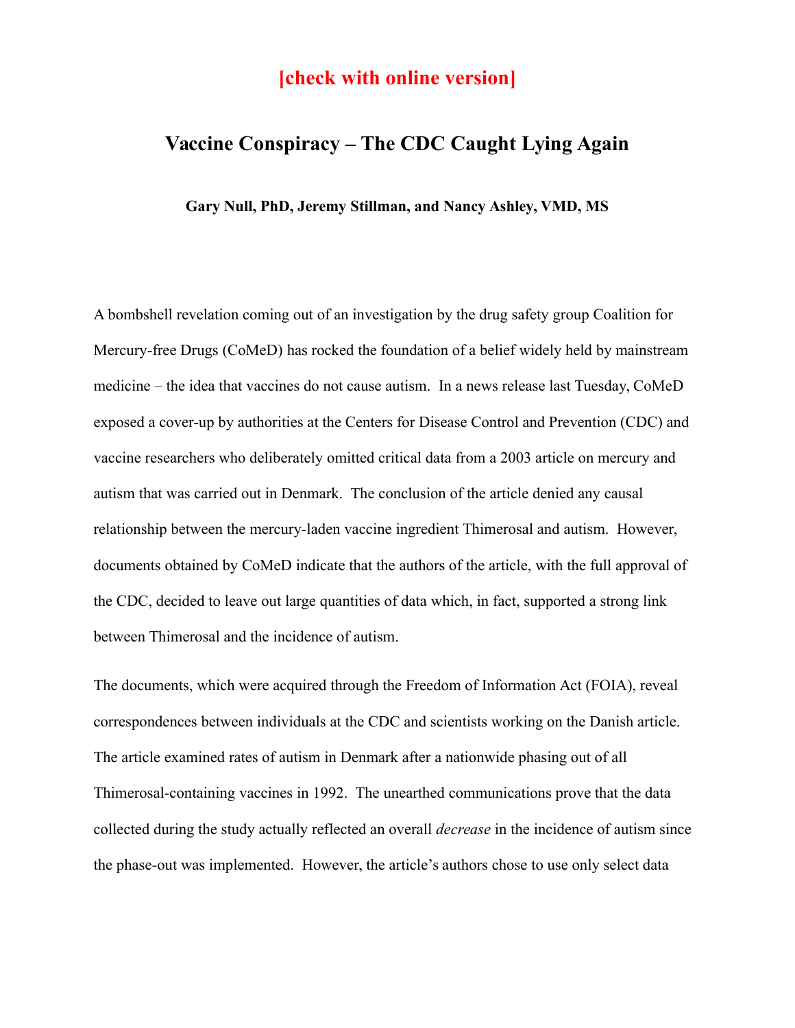**[check with online version]**

# Vaccine Conspiracy – The CDC Caught Lying Again

**Gary Null, PhD, Jeremy Stillman, and Nancy Ashley, VMD, MS**

A bombshell revelation coming out of an investigation by the drug safety group Coalition for Mercury-free Drugs (CoMeD) has rocked the foundation of a belief widely held by mainstream medicine – the idea that vaccines do not cause autism. In a news release last Tuesday, CoMeD exposed a cover-up by authorities at the Centers for Disease Control and Prevention (CDC) and vaccine researchers who deliberately omitted critical data from a 2003 article on mercury and autism that was carried out in Denmark. The conclusion of the article denied any causal relationship between the mercury-laden vaccine ingredient Thimerosal and autism. However, documents obtained by CoMeD indicate that the authors of the article, with the full approval of the CDC, decided to leave out large quantities of data which, in fact, supported a strong link between Thimerosal and the incidence of autism.

The documents, which were acquired through the Freedom of Information Act (FOIA), reveal correspondences between individuals at the CDC and scientists working on the Danish article. The article examined rates of autism in Denmark after a nationwide phasing out of all Thimerosal-containing vaccines in 1992. The unearthed communications prove that the data collected during the study actually reflected an overall *decrease* in the incidence of autism since the phase-out was implemented. However, the article's authors chose to use only select data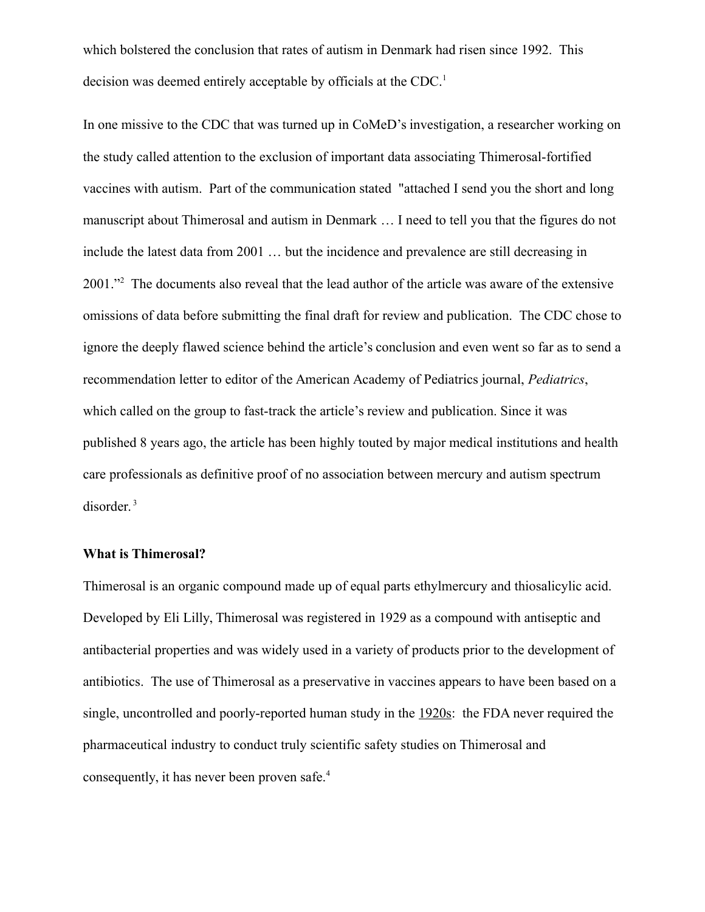which bolstered the conclusion that rates of autism in Denmark had risen since 1992. This decision was deemed entirely acceptable by officials at the CDC.[1]

In one missive to the CDC that was turned up in CoMeD's investigation, a researcher working on the study called attention to the exclusion of important data associating Thimerosal-fortified vaccines with autism. Part of the communication stated "attached I send you the short and long manuscript about Thimerosal and autism in Denmark … I need to tell you that the figures do not include the latest data from 2001 … but the incidence and prevalence are still decreasing in 2001."[2] The documents also reveal that the lead author of the article was aware of the extensive omissions of data before submitting the final draft for review and publication. The CDC chose to ignore the deeply flawed science behind the article's conclusion and even went so far as to send a recommendation letter to editor of the American Academy of Pediatrics journal, *Pediatrics*, which called on the group to fast-track the article's review and publication. Since it was published 8 years ago, the article has been highly touted by major medical institutions and health care professionals as definitive proof of no association between mercury and autism spectrum disorder.[3]

**What is Thimerosal?**

Thimerosal is an organic compound made up of equal parts ethylmercury and thiosalicylic acid. Developed by Eli Lilly, Thimerosal was registered in 1929 as a compound with antiseptic and antibacterial properties and was widely used in a variety of products prior to the development of antibiotics. The use of Thimerosal as a preservative in vaccines appears to have been based on a single, uncontrolled and poorly-reported human study in the 1920s: the FDA never required the pharmaceutical industry to conduct truly scientific safety studies on Thimerosal and consequently, it has never been proven safe.[4]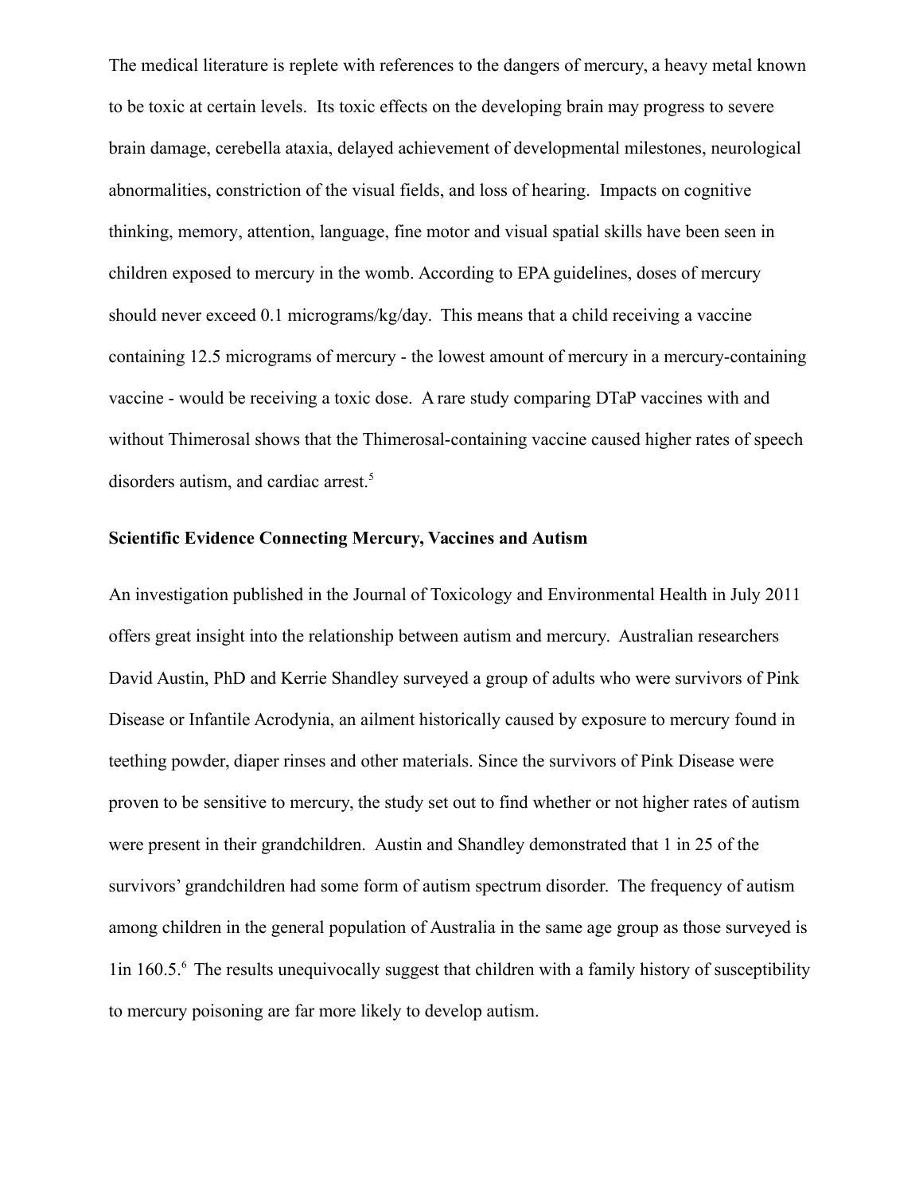The medical literature is replete with references to the dangers of mercury, a heavy metal known to be toxic at certain levels. Its toxic effects on the developing brain may progress to severe brain damage, cerebella ataxia, delayed achievement of developmental milestones, neurological abnormalities, constriction of the visual fields, and loss of hearing. Impacts on cognitive thinking, memory, attention, language, fine motor and visual spatial skills have been seen in children exposed to mercury in the womb. According to EPA guidelines, doses of mercury should never exceed 0.1 micrograms/kg/day. This means that a child receiving a vaccine containing 12.5 micrograms of mercury - the lowest amount of mercury in a mercury-containing vaccine - would be receiving a toxic dose. A rare study comparing DTaP vaccines with and without Thimerosal shows that the Thimerosal-containing vaccine caused higher rates of speech disorders autism, and cardiac arrest.[5]

**Scientific Evidence Connecting Mercury, Vaccines and Autism**

An investigation published in the Journal of Toxicology and Environmental Health in July 2011 offers great insight into the relationship between autism and mercury. Australian researchers David Austin, PhD and Kerrie Shandley surveyed a group of adults who were survivors of Pink Disease or Infantile Acrodynia, an ailment historically caused by exposure to mercury found in teething powder, diaper rinses and other materials. Since the survivors of Pink Disease were proven to be sensitive to mercury, the study set out to find whether or not higher rates of autism were present in their grandchildren. Austin and Shandley demonstrated that 1 in 25 of the survivors' grandchildren had some form of autism spectrum disorder. The frequency of autism among children in the general population of Australia in the same age group as those surveyed is 1in 160.5.[6] The results unequivocally suggest that children with a family history of susceptibility to mercury poisoning are far more likely to develop autism.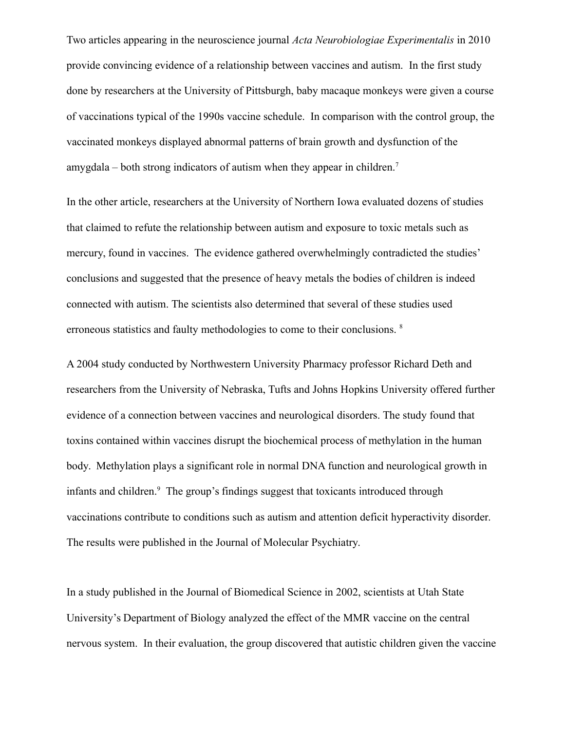Two articles appearing in the neuroscience journal *Acta Neurobiologiae Experimentalis* in 2010 provide convincing evidence of a relationship between vaccines and autism. In the first study done by researchers at the University of Pittsburgh, baby macaque monkeys were given a course of vaccinations typical of the 1990s vaccine schedule. In comparison with the control group, the vaccinated monkeys displayed abnormal patterns of brain growth and dysfunction of the amygdala – both strong indicators of autism when they appear in children.[7]

In the other article, researchers at the University of Northern Iowa evaluated dozens of studies that claimed to refute the relationship between autism and exposure to toxic metals such as mercury, found in vaccines. The evidence gathered overwhelmingly contradicted the studies' conclusions and suggested that the presence of heavy metals the bodies of children is indeed connected with autism. The scientists also determined that several of these studies used erroneous statistics and faulty methodologies to come to their conclusions. [8]

A 2004 study conducted by Northwestern University Pharmacy professor Richard Deth and researchers from the University of Nebraska, Tufts and Johns Hopkins University offered further evidence of a connection between vaccines and neurological disorders. The study found that toxins contained within vaccines disrupt the biochemical process of methylation in the human body. Methylation plays a significant role in normal DNA function and neurological growth in infants and children.[9] The group's findings suggest that toxicants introduced through vaccinations contribute to conditions such as autism and attention deficit hyperactivity disorder. The results were published in the Journal of Molecular Psychiatry.

In a study published in the Journal of Biomedical Science in 2002, scientists at Utah State University's Department of Biology analyzed the effect of the MMR vaccine on the central nervous system. In their evaluation, the group discovered that autistic children given the vaccine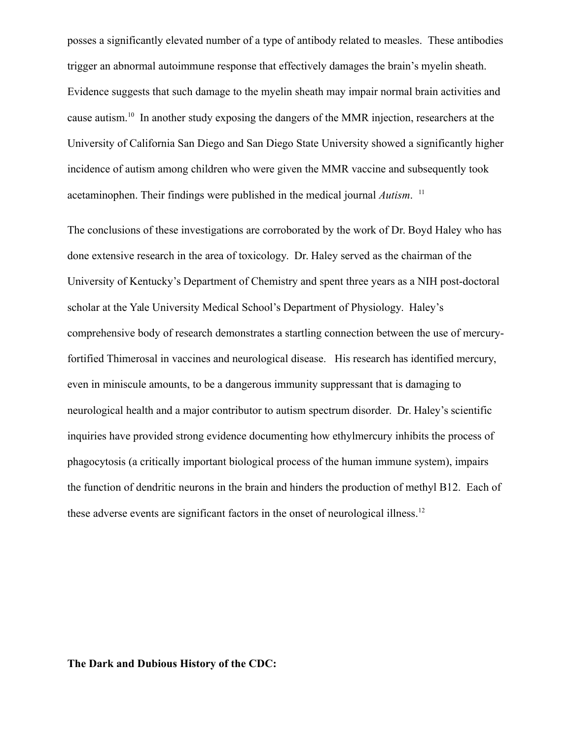posses a significantly elevated number of a type of antibody related to measles. These antibodies trigger an abnormal autoimmune response that effectively damages the brain's myelin sheath. Evidence suggests that such damage to the myelin sheath may impair normal brain activities and cause autism.[10] In another study exposing the dangers of the MMR injection, researchers at the University of California San Diego and San Diego State University showed a significantly higher incidence of autism among children who were given the MMR vaccine and subsequently took acetaminophen. Their findings were published in the medical journal *Autism*. [11]

The conclusions of these investigations are corroborated by the work of Dr. Boyd Haley who has done extensive research in the area of toxicology. Dr. Haley served as the chairman of the University of Kentucky's Department of Chemistry and spent three years as a NIH post-doctoral scholar at the Yale University Medical School's Department of Physiology. Haley's comprehensive body of research demonstrates a startling connection between the use of mercury-fortified Thimerosal in vaccines and neurological disease. His research has identified mercury, even in miniscule amounts, to be a dangerous immunity suppressant that is damaging to neurological health and a major contributor to autism spectrum disorder. Dr. Haley's scientific inquiries have provided strong evidence documenting how ethylmercury inhibits the process of phagocytosis (a critically important biological process of the human immune system), impairs the function of dendritic neurons in the brain and hinders the production of methyl B12. Each of these adverse events are significant factors in the onset of neurological illness.[12]

**The Dark and Dubious History of the CDC:**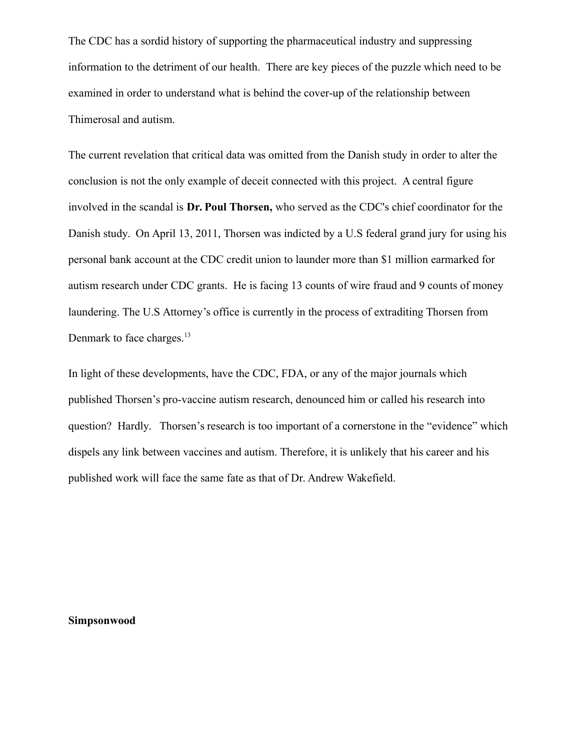The CDC has a sordid history of supporting the pharmaceutical industry and suppressing information to the detriment of our health. There are key pieces of the puzzle which need to be examined in order to understand what is behind the cover-up of the relationship between Thimerosal and autism.

The current revelation that critical data was omitted from the Danish study in order to alter the conclusion is not the only example of deceit connected with this project. A central figure involved in the scandal is **Dr. Poul Thorsen,** who served as the CDC's chief coordinator for the Danish study. On April 13, 2011, Thorsen was indicted by a U.S federal grand jury for using his personal bank account at the CDC credit union to launder more than $1 million earmarked for autism research under CDC grants. He is facing 13 counts of wire fraud and 9 counts of money laundering. The U.S Attorney's office is currently in the process of extraditing Thorsen from Denmark to face charges.[13]

In light of these developments, have the CDC, FDA, or any of the major journals which published Thorsen's pro-vaccine autism research, denounced him or called his research into question? Hardly. Thorsen's research is too important of a cornerstone in the "evidence" which dispels any link between vaccines and autism. Therefore, it is unlikely that his career and his published work will face the same fate as that of Dr. Andrew Wakefield.

**Simpsonwood**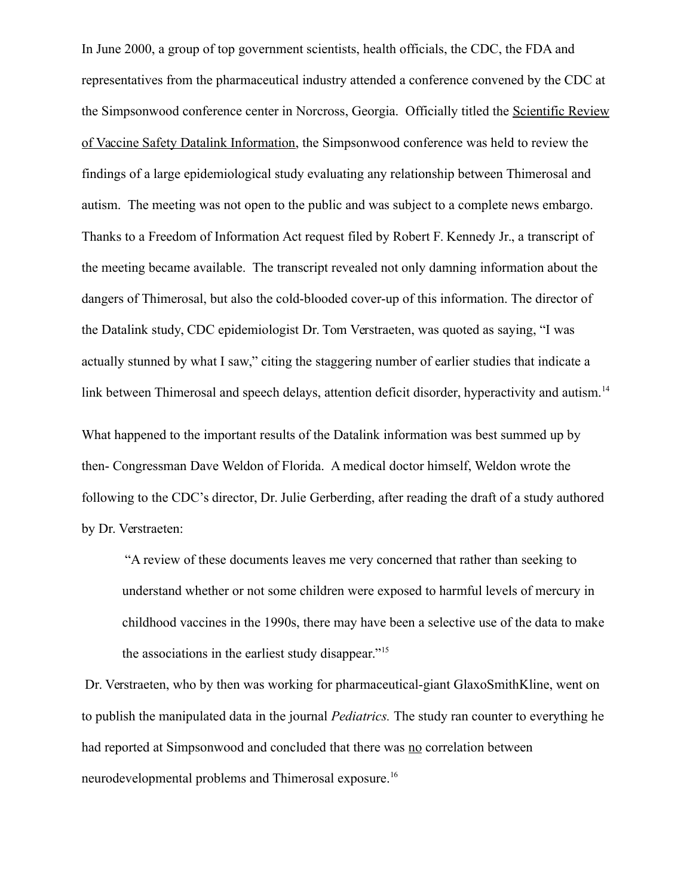In June 2000, a group of top government scientists, health officials, the CDC, the FDA and representatives from the pharmaceutical industry attended a conference convened by the CDC at the Simpsonwood conference center in Norcross, Georgia. Officially titled the <u>Scientific Review of Vaccine Safety Datalink Information</u>, the Simpsonwood conference was held to review the findings of a large epidemiological study evaluating any relationship between Thimerosal and autism. The meeting was not open to the public and was subject to a complete news embargo. Thanks to a Freedom of Information Act request filed by Robert F. Kennedy Jr., a transcript of the meeting became available. The transcript revealed not only damning information about the dangers of Thimerosal, but also the cold-blooded cover-up of this information. The director of the Datalink study, CDC epidemiologist Dr. Tom Verstraeten, was quoted as saying, "I was actually stunned by what I saw," citing the staggering number of earlier studies that indicate a link between Thimerosal and speech delays, attention deficit disorder, hyperactivity and autism.[14]

What happened to the important results of the Datalink information was best summed up by then- Congressman Dave Weldon of Florida. A medical doctor himself, Weldon wrote the following to the CDC's director, Dr. Julie Gerberding, after reading the draft of a study authored by Dr. Verstraeten:

> "A review of these documents leaves me very concerned that rather than seeking to understand whether or not some children were exposed to harmful levels of mercury in childhood vaccines in the 1990s, there may have been a selective use of the data to make the associations in the earliest study disappear."[15]

Dr. Verstraeten, who by then was working for pharmaceutical-giant GlaxoSmithKline, went on to publish the manipulated data in the journal *Pediatrics.* The study ran counter to everything he had reported at Simpsonwood and concluded that there was <u>no</u> correlation between neurodevelopmental problems and Thimerosal exposure.[16]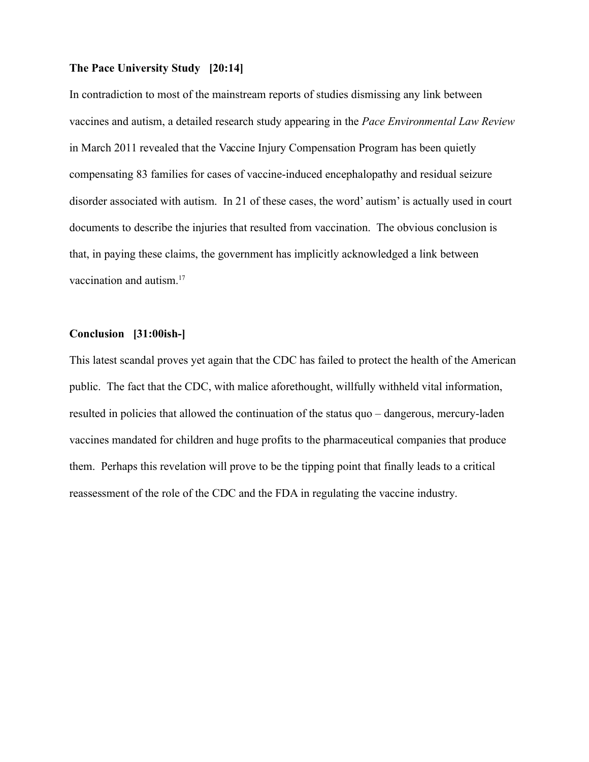**The Pace University Study [20:14]**

In contradiction to most of the mainstream reports of studies dismissing any link between vaccines and autism, a detailed research study appearing in the *Pace Environmental Law Review* in March 2011 revealed that the Vaccine Injury Compensation Program has been quietly compensating 83 families for cases of vaccine-induced encephalopathy and residual seizure disorder associated with autism. In 21 of these cases, the word' autism' is actually used in court documents to describe the injuries that resulted from vaccination. The obvious conclusion is that, in paying these claims, the government has implicitly acknowledged a link between vaccination and autism.[17]

**Conclusion [31:00ish-]**

This latest scandal proves yet again that the CDC has failed to protect the health of the American public. The fact that the CDC, with malice aforethought, willfully withheld vital information, resulted in policies that allowed the continuation of the status quo – dangerous, mercury-laden vaccines mandated for children and huge profits to the pharmaceutical companies that produce them. Perhaps this revelation will prove to be the tipping point that finally leads to a critical reassessment of the role of the CDC and the FDA in regulating the vaccine industry.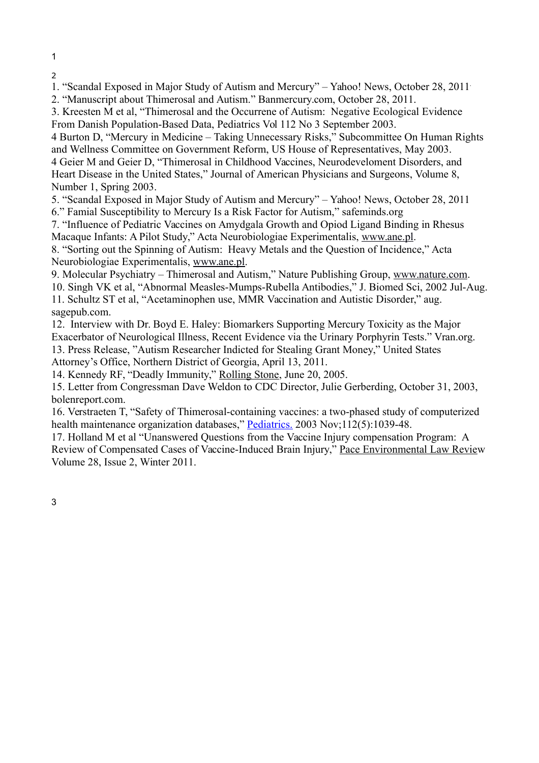1

2

1. "Scandal Exposed in Major Study of Autism and Mercury" – Yahoo! News, October 28, 2011.
2. "Manuscript about Thimerosal and Autism." Banmercury.com, October 28, 2011.
3. Kreesten M et al, "Thimerosal and the Occurrene of Autism: Negative Ecological Evidence From Danish Population-Based Data, Pediatrics Vol 112 No 3 September 2003.
4 Burton D, "Mercury in Medicine – Taking Unnecessary Risks," Subcommittee On Human Rights and Wellness Committee on Government Reform, US House of Representatives, May 2003.
4 Geier M and Geier D, "Thimerosal in Childhood Vaccines, Neurodevelopment Disorders, and Heart Disease in the United States," Journal of American Physicians and Surgeons, Volume 8, Number 1, Spring 2003.
5. "Scandal Exposed in Major Study of Autism and Mercury" – Yahoo! News, October 28, 2011
6." Famial Susceptibility to Mercury Is a Risk Factor for Autism," safeminds.org
7. "Influence of Pediatric Vaccines on Amydgala Growth and Opiod Ligand Binding in Rhesus Macaque Infants: A Pilot Study," Acta Neurobiologiae Experimentalis, www.ane.pl.
8. "Sorting out the Spinning of Autism: Heavy Metals and the Question of Incidence," Acta Neurobiologiae Experimentalis, www.ane.pl.
9. Molecular Psychiatry – Thimerosal and Autism," Nature Publishing Group, www.nature.com.
10. Singh VK et al, "Abnormal Measles-Mumps-Rubella Antibodies," J. Biomed Sci, 2002 Jul-Aug.
11. Schultz ST et al, "Acetaminophen use, MMR Vaccination and Autistic Disorder," aug. sagepub.com.
12. Interview with Dr. Boyd E. Haley: Biomarkers Supporting Mercury Toxicity as the Major Exacerbator of Neurological Illness, Recent Evidence via the Urinary Porphyrin Tests." Vran.org.
13. Press Release, "Autism Researcher Indicted for Stealing Grant Money," United States Attorney's Office, Northern District of Georgia, April 13, 2011.
14. Kennedy RF, "Deadly Immunity," Rolling Stone, June 20, 2005.
15. Letter from Congressman Dave Weldon to CDC Director, Julie Gerberding, October 31, 2003, bolenreport.com.
16. Verstraeten T, "Safety of Thimerosal-containing vaccines: a two-phased study of computerized health maintenance organization databases," Pediatrics. 2003 Nov;112(5):1039-48.
17. Holland M et al "Unanswered Questions from the Vaccine Injury compensation Program: A Review of Compensated Cases of Vaccine-Induced Brain Injury," Pace Environmental Law Review Volume 28, Issue 2, Winter 2011.

3